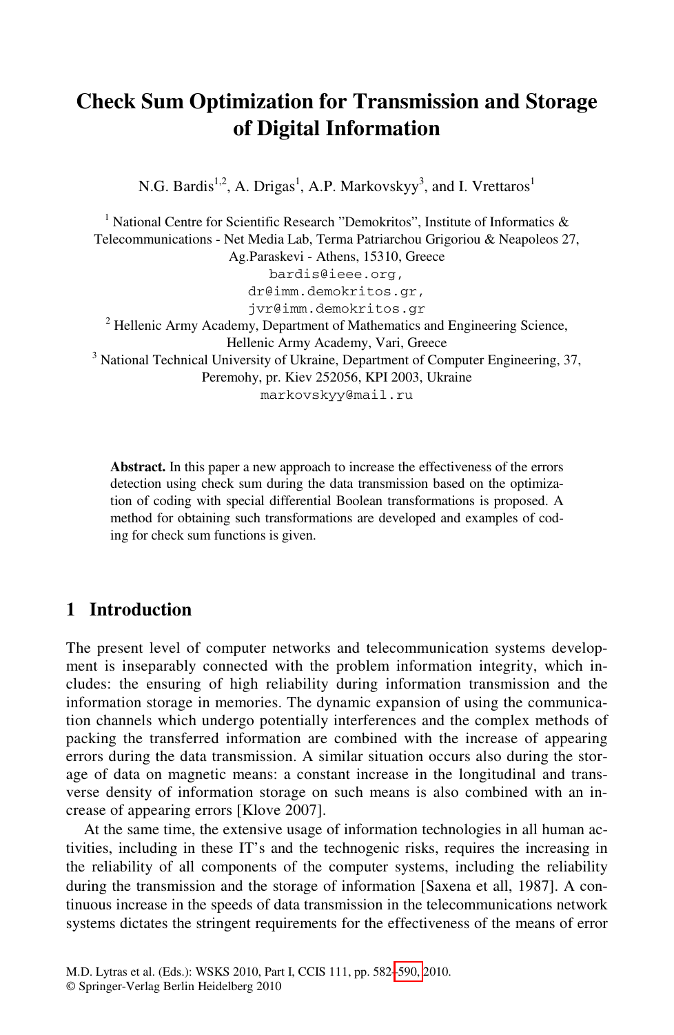# Check Sum Optimization for Transmission and Storage of Digital Information

N.G. Bardis[1,2], A. Drigas[1], A.P. Markovskyy[3], and I. Vrettaros[1]

[1] National Centre for Scientific Research "Demokritos", Institute of Informatics & Telecommunications - Net Media Lab, Terma Patriarchou Grigoriou & Neapoleos 27, Ag.Paraskevi - Athens, 15310, Greece
bardis@ieee.org,
dr@imm.demokritos.gr,
jvr@imm.demokritos.gr

[2] Hellenic Army Academy, Department of Mathematics and Engineering Science, Hellenic Army Academy, Vari, Greece

[3] National Technical University of Ukraine, Department of Computer Engineering, 37, Peremohy, pr. Kiev 252056, KPI 2003, Ukraine
markovskyy@mail.ru

**Abstract.** In this paper a new approach to increase the effectiveness of the errors detection using check sum during the data transmission based on the optimization of coding with special differential Boolean transformations is proposed. A method for obtaining such transformations are developed and examples of coding for check sum functions is given.

## 1 Introduction

The present level of computer networks and telecommunication systems development is inseparably connected with the problem information integrity, which includes: the ensuring of high reliability during information transmission and the information storage in memories. The dynamic expansion of using the communication channels which undergo potentially interferences and the complex methods of packing the transferred information are combined with the increase of appearing errors during the data transmission. A similar situation occurs also during the storage of data on magnetic means: a constant increase in the longitudinal and transverse density of information storage on such means is also combined with an increase of appearing errors [Klove 2007].

At the same time, the extensive usage of information technologies in all human activities, including in these IT's and the technogenic risks, requires the increasing in the reliability of all components of the computer systems, including the reliability during the transmission and the storage of information [Saxena et all, 1987]. A continuous increase in the speeds of data transmission in the telecommunications network systems dictates the stringent requirements for the effectiveness of the means of error

M.D. Lytras et al. (Eds.): WSKS 2010, Part I, CCIS 111, pp. 582–590, 2010.
© Springer-Verlag Berlin Heidelberg 2010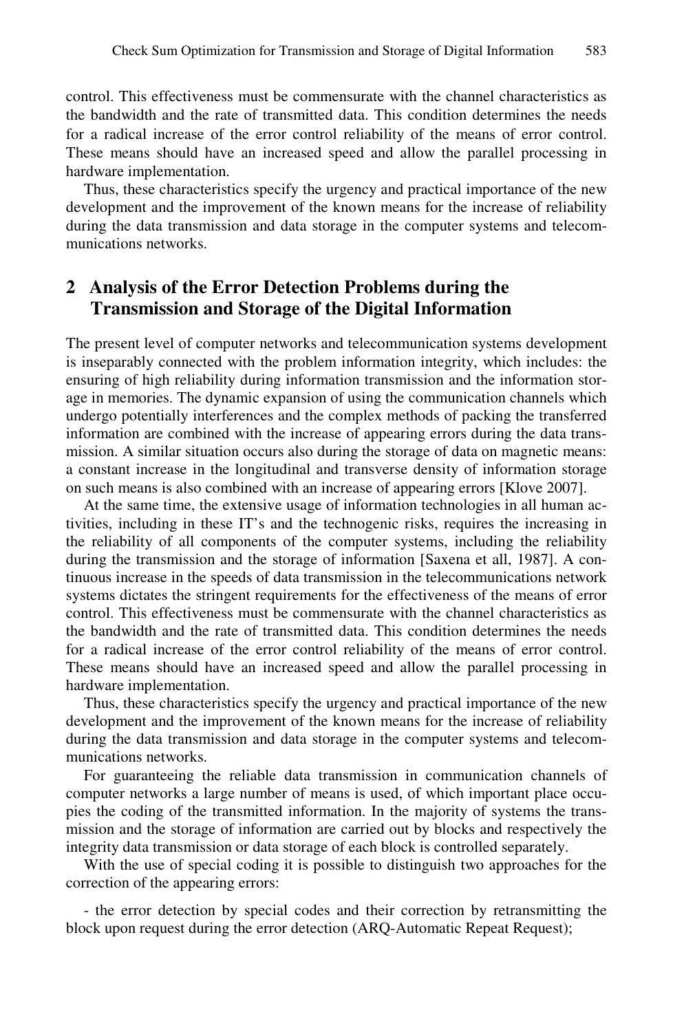control. This effectiveness must be commensurate with the channel characteristics as the bandwidth and the rate of transmitted data. This condition determines the needs for a radical increase of the error control reliability of the means of error control. These means should have an increased speed and allow the parallel processing in hardware implementation.

Thus, these characteristics specify the urgency and practical importance of the new development and the improvement of the known means for the increase of reliability during the data transmission and data storage in the computer systems and telecommunications networks.

## 2 Analysis of the Error Detection Problems during the Transmission and Storage of the Digital Information

The present level of computer networks and telecommunication systems development is inseparably connected with the problem information integrity, which includes: the ensuring of high reliability during information transmission and the information storage in memories. The dynamic expansion of using the communication channels which undergo potentially interferences and the complex methods of packing the transferred information are combined with the increase of appearing errors during the data transmission. A similar situation occurs also during the storage of data on magnetic means: a constant increase in the longitudinal and transverse density of information storage on such means is also combined with an increase of appearing errors [Klove 2007].

At the same time, the extensive usage of information technologies in all human activities, including in these IT's and the technogenic risks, requires the increasing in the reliability of all components of the computer systems, including the reliability during the transmission and the storage of information [Saxena et all, 1987]. A continuous increase in the speeds of data transmission in the telecommunications network systems dictates the stringent requirements for the effectiveness of the means of error control. This effectiveness must be commensurate with the channel characteristics as the bandwidth and the rate of transmitted data. This condition determines the needs for a radical increase of the error control reliability of the means of error control. These means should have an increased speed and allow the parallel processing in hardware implementation.

Thus, these characteristics specify the urgency and practical importance of the new development and the improvement of the known means for the increase of reliability during the data transmission and data storage in the computer systems and telecommunications networks.

For guaranteeing the reliable data transmission in communication channels of computer networks a large number of means is used, of which important place occupies the coding of the transmitted information. In the majority of systems the transmission and the storage of information are carried out by blocks and respectively the integrity data transmission or data storage of each block is controlled separately.

With the use of special coding it is possible to distinguish two approaches for the correction of the appearing errors:

- the error detection by special codes and their correction by retransmitting the block upon request during the error detection (ARQ-Automatic Repeat Request);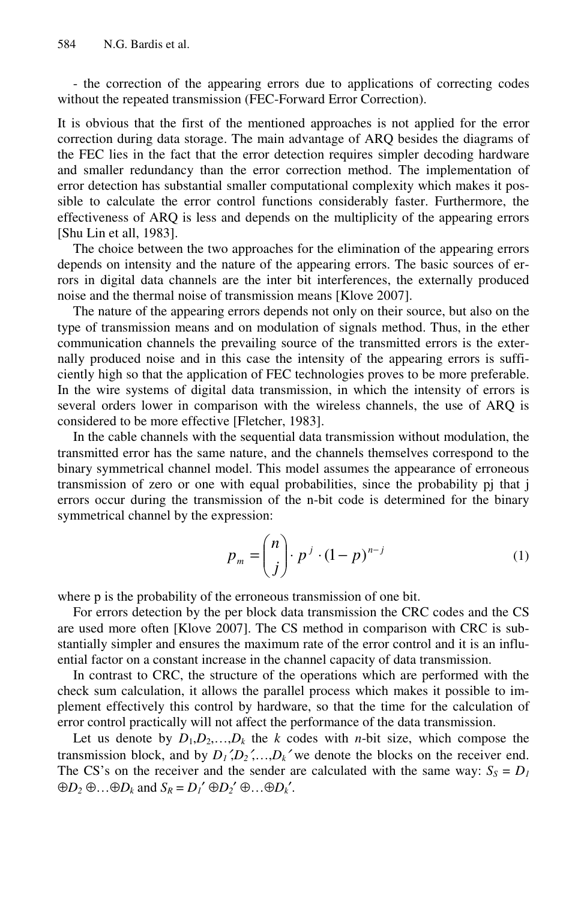- the correction of the appearing errors due to applications of correcting codes without the repeated transmission (FEC-Forward Error Correction).

It is obvious that the first of the mentioned approaches is not applied for the error correction during data storage. The main advantage of ARQ besides the diagrams of the FEC lies in the fact that the error detection requires simpler decoding hardware and smaller redundancy than the error correction method. The implementation of error detection has substantial smaller computational complexity which makes it possible to calculate the error control functions considerably faster. Furthermore, the effectiveness of ARQ is less and depends on the multiplicity of the appearing errors [Shu Lin et all, 1983].

The choice between the two approaches for the elimination of the appearing errors depends on intensity and the nature of the appearing errors. The basic sources of errors in digital data channels are the inter bit interferences, the externally produced noise and the thermal noise of transmission means [Klove 2007].

The nature of the appearing errors depends not only on their source, but also on the type of transmission means and on modulation of signals method. Thus, in the ether communication channels the prevailing source of the transmitted errors is the externally produced noise and in this case the intensity of the appearing errors is sufficiently high so that the application of FEC technologies proves to be more preferable. In the wire systems of digital data transmission, in which the intensity of errors is several orders lower in comparison with the wireless channels, the use of ARQ is considered to be more effective [Fletcher, 1983].

In the cable channels with the sequential data transmission without modulation, the transmitted error has the same nature, and the channels themselves correspond to the binary symmetrical channel model. This model assumes the appearance of erroneous transmission of zero or one with equal probabilities, since the probability pj that j errors occur during the transmission of the n-bit code is determined for the binary symmetrical channel by the expression:

$$p_m = \binom{n}{j} \cdot p^j \cdot (1-p)^{n-j} \tag{1}$$

where p is the probability of the erroneous transmission of one bit.

For errors detection by the per block data transmission the CRC codes and the CS are used more often [Klove 2007]. The CS method in comparison with CRC is substantially simpler and ensures the maximum rate of the error control and it is an influential factor on a constant increase in the channel capacity of data transmission.

In contrast to CRC, the structure of the operations which are performed with the check sum calculation, it allows the parallel process which makes it possible to implement effectively this control by hardware, so that the time for the calculation of error control practically will not affect the performance of the data transmission.

Let us denote by $D_1,D_2,\ldots,D_k$ the $k$ codes with $n$-bit size, which compose the transmission block, and by $D_1',D_2',\ldots,D_k'$ we denote the blocks on the receiver end. The CS's on the receiver and the sender are calculated with the same way: $S_S = D_1 \oplus D_2 \oplus \ldots \oplus D_k$ and $S_R = D_1' \oplus D_2' \oplus \ldots \oplus D_k'$.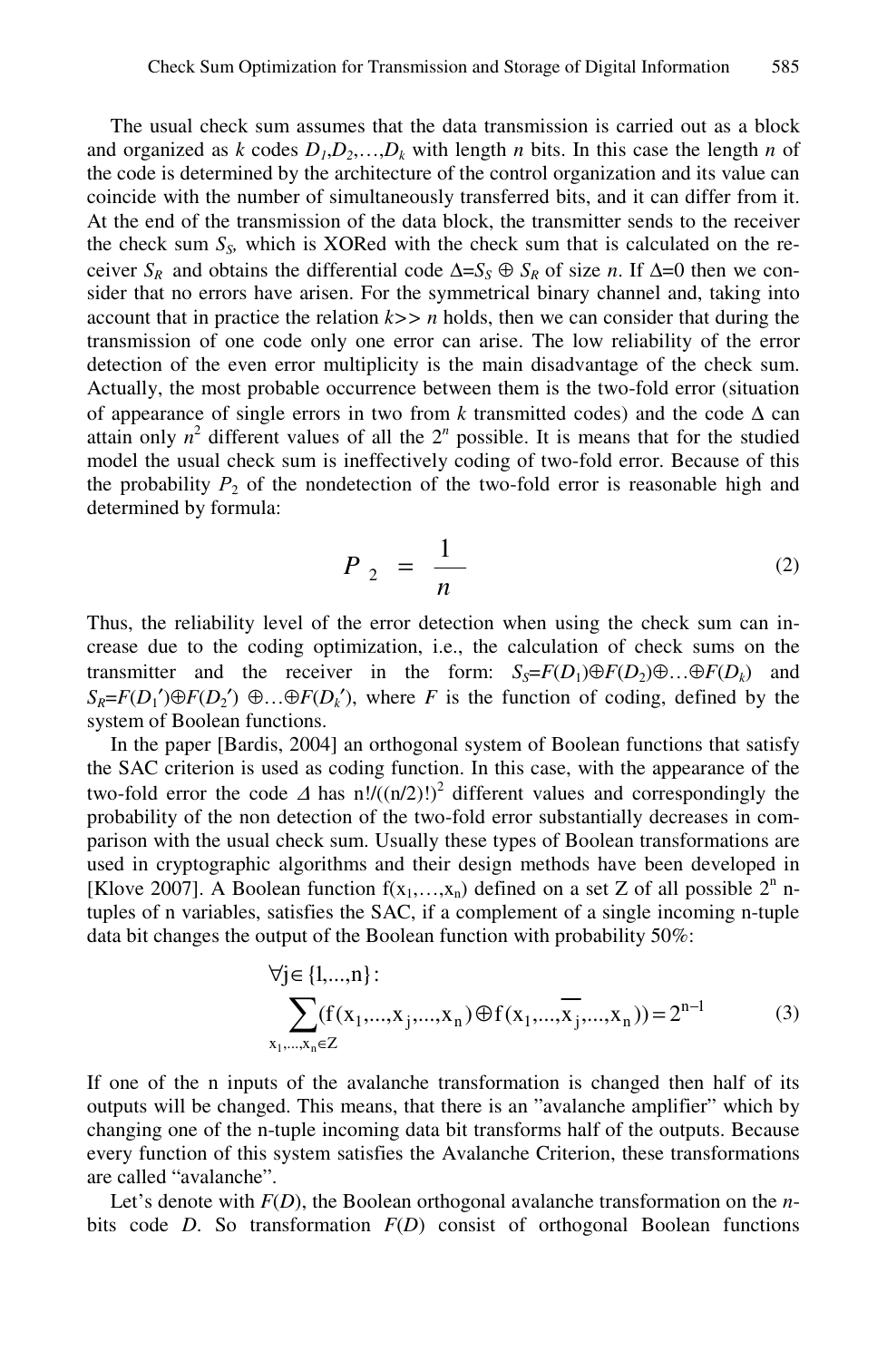The usual check sum assumes that the data transmission is carried out as a block and organized as *k* codes $D_1, D_2, \ldots, D_k$ with length *n* bits. In this case the length *n* of the code is determined by the architecture of the control organization and its value can coincide with the number of simultaneously transferred bits, and it can differ from it. At the end of the transmission of the data block, the transmitter sends to the receiver the check sum $S_S$, which is XORed with the check sum that is calculated on the receiver $S_R$ and obtains the differential code $\Delta = S_S \oplus S_R$ of size *n*. If $\Delta = 0$ then we consider that no errors have arisen. For the symmetrical binary channel and, taking into account that in practice the relation $k >> n$ holds, then we can consider that during the transmission of one code only one error can arise. The low reliability of the error detection of the even error multiplicity is the main disadvantage of the check sum. Actually, the most probable occurrence between them is the two-fold error (situation of appearance of single errors in two from *k* transmitted codes) and the code $\Delta$ can attain only $n^2$ different values of all the $2^n$ possible. It is means that for the studied model the usual check sum is ineffectively coding of two-fold error. Because of this the probability $P_2$ of the nondetection of the two-fold error is reasonable high and determined by formula:

$$P_2 = \frac{1}{n} \tag{2}$$

Thus, the reliability level of the error detection when using the check sum can increase due to the coding optimization, i.e., the calculation of check sums on the transmitter and the receiver in the form: $S_S = F(D_1) \oplus F(D_2) \oplus \ldots \oplus F(D_k)$ and $S_R = F(D_1') \oplus F(D_2') \oplus \ldots \oplus F(D_k')$, where *F* is the function of coding, defined by the system of Boolean functions.

In the paper [Bardis, 2004] an orthogonal system of Boolean functions that satisfy the SAC criterion is used as coding function. In this case, with the appearance of the two-fold error the code $\Delta$ has $n!/((n/2)!)^2$ different values and correspondingly the probability of the non detection of the two-fold error substantially decreases in comparison with the usual check sum. Usually these types of Boolean transformations are used in cryptographic algorithms and their design methods have been developed in [Klove 2007]. A Boolean function $f(x_1, \ldots, x_n)$ defined on a set Z of all possible $2^n$ n-tuples of n variables, satisfies the SAC, if a complement of a single incoming n-tuple data bit changes the output of the Boolean function with probability 50%:

$$\forall j \in \{1, \ldots, n\}: \sum_{x_1, \ldots, x_n \in Z} (f(x_1, \ldots, x_j, \ldots, x_n) \oplus f(x_1, \ldots, \overline{x_j}, \ldots, x_n)) = 2^{n-1} \tag{3}$$

If one of the n inputs of the avalanche transformation is changed then half of its outputs will be changed. This means, that there is an "avalanche amplifier" which by changing one of the n-tuple incoming data bit transforms half of the outputs. Because every function of this system satisfies the Avalanche Criterion, these transformations are called "avalanche".

Let's denote with $F(D)$, the Boolean orthogonal avalanche transformation on the *n*-bits code *D*. So transformation $F(D)$ consist of orthogonal Boolean functions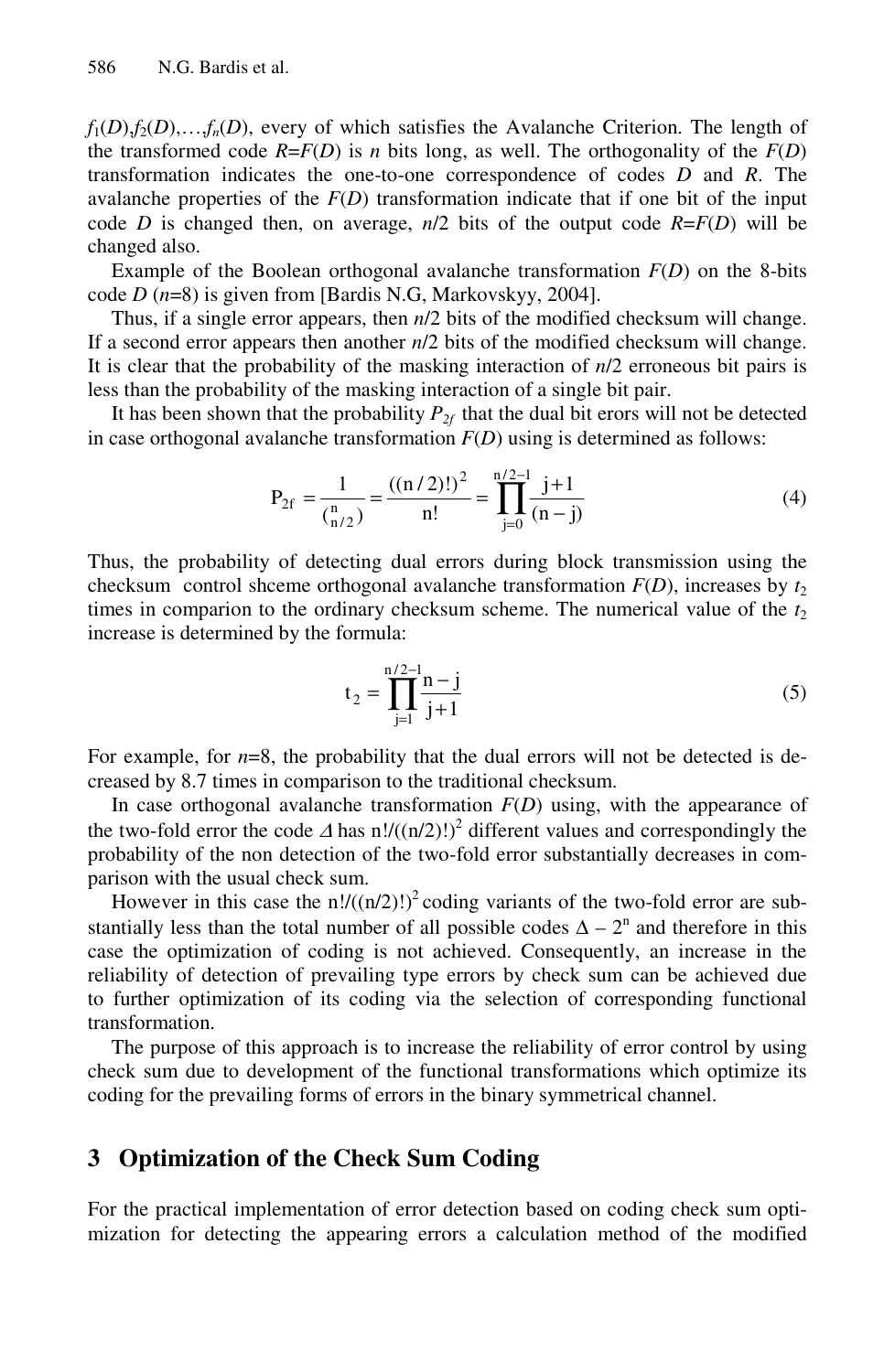$f_1(D), f_2(D),\ldots,f_n(D)$, every of which satisfies the Avalanche Criterion. The length of the transformed code $R=F(D)$ is $n$ bits long, as well. The orthogonality of the $F(D)$ transformation indicates the one-to-one correspondence of codes $D$ and $R$. The avalanche properties of the $F(D)$ transformation indicate that if one bit of the input code $D$ is changed then, on average, $n/2$ bits of the output code $R=F(D)$ will be changed also.

Example of the Boolean orthogonal avalanche transformation $F(D)$ on the 8-bits code $D$ ($n$=8) is given from [Bardis N.G, Markovskyy, 2004].

Thus, if a single error appears, then $n/2$ bits of the modified checksum will change. If a second error appears then another $n/2$ bits of the modified checksum will change. It is clear that the probability of the masking interaction of $n/2$ erroneous bit pairs is less than the probability of the masking interaction of a single bit pair.

It has been shown that the probability $P_{2f}$ that the dual bit erors will not be detected in case orthogonal avalanche transformation $F(D)$ using is determined as follows:

$$\mathrm{P}_{2f} = \frac{1}{\binom{n}{n/2}} = \frac{((n/2)!)^2}{n!} = \prod_{j=0}^{n/2-1} \frac{j+1}{(n-j)} \tag{4}$$

Thus, the probability of detecting dual errors during block transmission using the checksum control shceme orthogonal avalanche transformation $F(D)$, increases by $t_2$ times in comparion to the ordinary checksum scheme. The numerical value of the $t_2$ increase is determined by the formula:

$$t_2 = \prod_{j=1}^{n/2-1} \frac{n-j}{j+1} \tag{5}$$

For example, for $n$=8, the probability that the dual errors will not be detected is decreased by 8.7 times in comparison to the traditional checksum.

In case orthogonal avalanche transformation $F(D)$ using, with the appearance of the two-fold error the code $\Delta$ has $n!/((n/2)!)^2$ different values and correspondingly the probability of the non detection of the two-fold error substantially decreases in comparison with the usual check sum.

However in this case the $n!/((n/2)!)^2$ coding variants of the two-fold error are substantially less than the total number of all possible codes $\Delta - 2^n$ and therefore in this case the optimization of coding is not achieved. Consequently, an increase in the reliability of detection of prevailing type errors by check sum can be achieved due to further optimization of its coding via the selection of corresponding functional transformation.

The purpose of this approach is to increase the reliability of error control by using check sum due to development of the functional transformations which optimize its coding for the prevailing forms of errors in the binary symmetrical channel.

## 3 Optimization of the Check Sum Coding

For the practical implementation of error detection based on coding check sum optimization for detecting the appearing errors a calculation method of the modified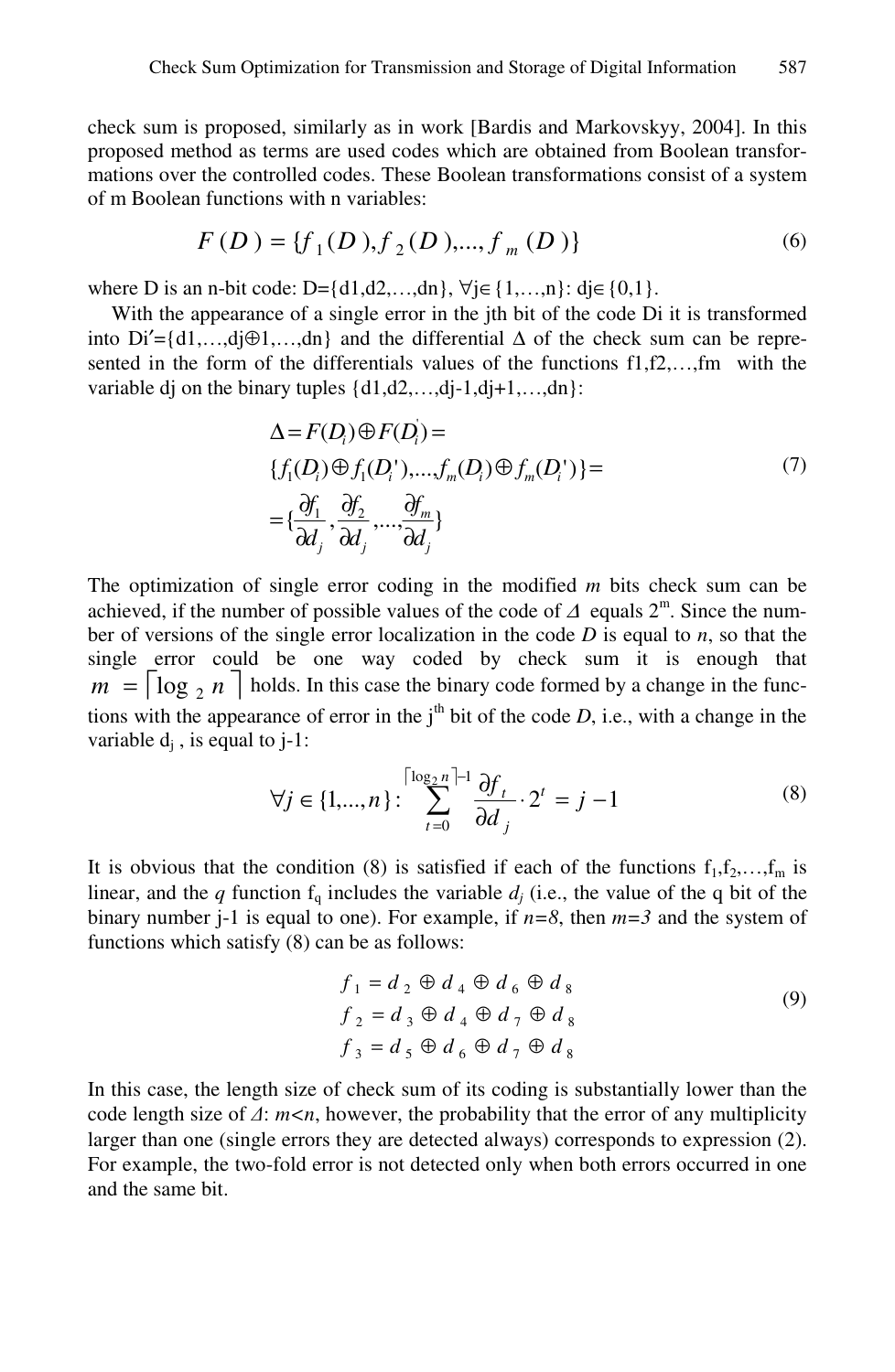check sum is proposed, similarly as in work [Bardis and Markovskyy, 2004]. In this proposed method as terms are used codes which are obtained from Boolean transformations over the controlled codes. These Boolean transformations consist of a system of m Boolean functions with n variables:

$$F(D) = \{f_1(D), f_2(D), ..., f_m(D)\} \tag{6}$$

where D is an n-bit code: D={d1,d2,…,dn}, $\forall$j$\in${1,…,n}: dj$\in${0,1}.

With the appearance of a single error in the jth bit of the code Di it is transformed into Di′={d1,…,dj$\oplus$1,…,dn} and the differential $\Delta$ of the check sum can be represented in the form of the differentials values of the functions f1,f2,…,fm with the variable dj on the binary tuples {d1,d2,…,dj-1,dj+1,…,dn}:

$$\begin{aligned} \Delta &= F(D_i) \oplus F(D_i') = \\ &\{f_1(D_i) \oplus f_1(D_i'), ..., f_m(D_i) \oplus f_m(D_i')\} = \\ &= \{\frac{\partial f_1}{\partial d_j}, \frac{\partial f_2}{\partial d_j}, ..., \frac{\partial f_m}{\partial d_j}\} \end{aligned} \tag{7}$$

The optimization of single error coding in the modified *m* bits check sum can be achieved, if the number of possible values of the code of $\Delta$ equals $2^m$. Since the number of versions of the single error localization in the code *D* is equal to *n*, so that the single error could be one way coded by check sum it is enough that $m = \lceil \log_2 n \rceil$ holds. In this case the binary code formed by a change in the functions with the appearance of error in the $j^{th}$ bit of the code *D*, i.e., with a change in the variable $d_j$, is equal to j-1:

$$\forall j \in \{1,...,n\}: \sum_{t=0}^{\lceil \log_2 n \rceil - 1} \frac{\partial f_t}{\partial d_j} \cdot 2^t = j - 1 \tag{8}$$

It is obvious that the condition (8) is satisfied if each of the functions $f_1, f_2, \ldots, f_m$ is linear, and the *q* function $f_q$ includes the variable $d_j$ (i.e., the value of the q bit of the binary number j-1 is equal to one). For example, if *n=8*, then *m=3* and the system of functions which satisfy (8) can be as follows:

$$\begin{aligned} f_1 &= d_2 \oplus d_4 \oplus d_6 \oplus d_8 \\ f_2 &= d_3 \oplus d_4 \oplus d_7 \oplus d_8 \\ f_3 &= d_5 \oplus d_6 \oplus d_7 \oplus d_8 \end{aligned} \tag{9}$$

In this case, the length size of check sum of its coding is substantially lower than the code length size of $\Delta$: *m<n*, however, the probability that the error of any multiplicity larger than one (single errors they are detected always) corresponds to expression (2). For example, the two-fold error is not detected only when both errors occurred in one and the same bit.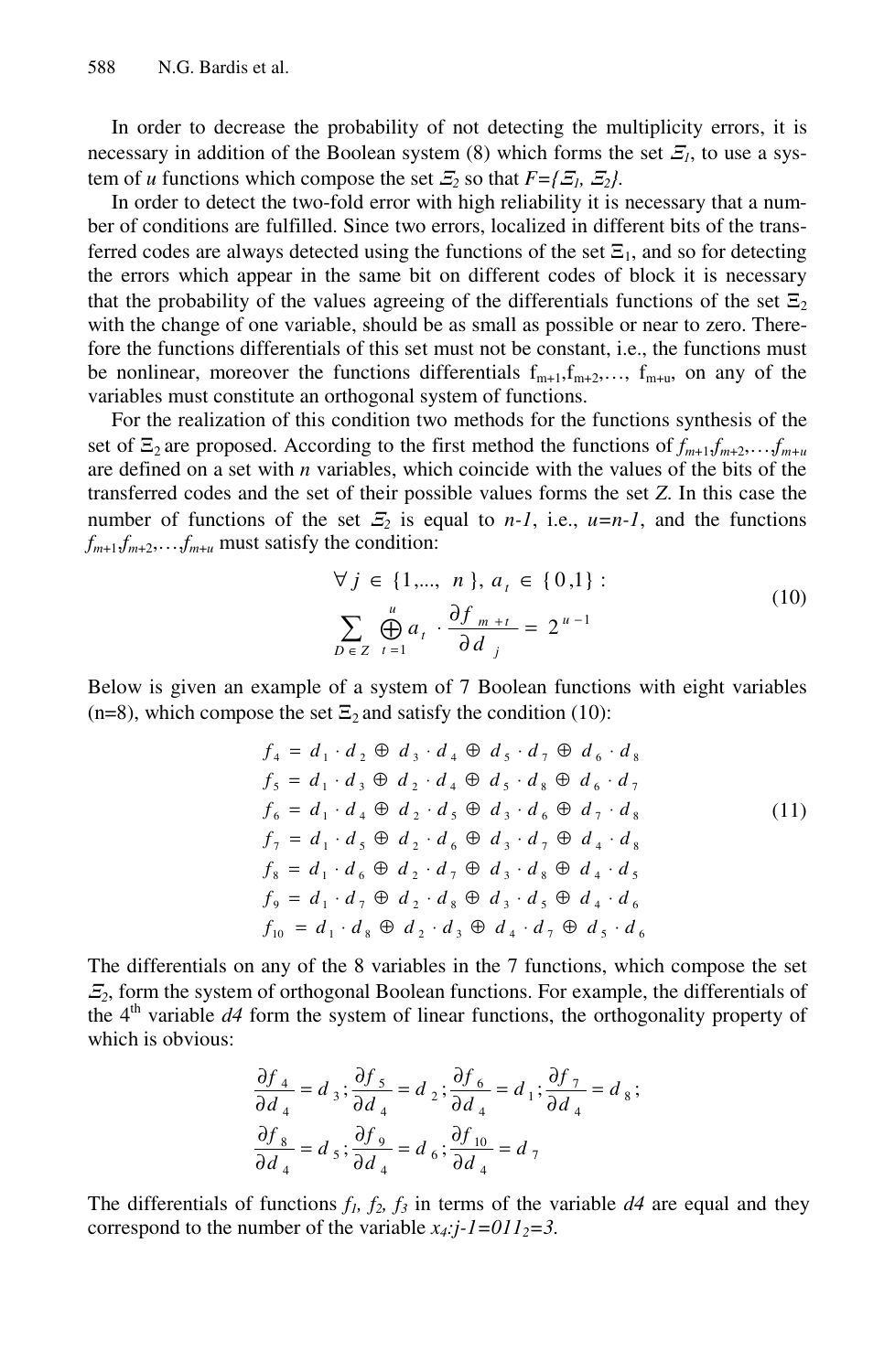In order to decrease the probability of not detecting the multiplicity errors, it is necessary in addition of the Boolean system (8) which forms the set $\Xi_1$, to use a system of *u* functions which compose the set $\Xi_2$ so that $F=\{\Xi_1, \Xi_2\}$.

In order to detect the two-fold error with high reliability it is necessary that a number of conditions are fulfilled. Since two errors, localized in different bits of the transferred codes are always detected using the functions of the set $\Xi_1$, and so for detecting the errors which appear in the same bit on different codes of block it is necessary that the probability of the values agreeing of the differentials functions of the set $\Xi_2$ with the change of one variable, should be as small as possible or near to zero. Therefore the functions differentials of this set must not be constant, i.e., the functions must be nonlinear, moreover the functions differentials $f_{m+1}, f_{m+2}, \ldots, f_{m+u}$, on any of the variables must constitute an orthogonal system of functions.

For the realization of this condition two methods for the functions synthesis of the set of $\Xi_2$ are proposed. According to the first method the functions of $f_{m+1}, f_{m+2}, \ldots f_{m+u}$ are defined on a set with *n* variables, which coincide with the values of the bits of the transferred codes and the set of their possible values forms the set *Z*. In this case the number of functions of the set $\Xi_2$ is equal to *n-1*, i.e., $u=n-1$, and the functions $f_{m+1}, f_{m+2}, \ldots, f_{m+u}$ must satisfy the condition:

$$
\begin{gathered}
\forall j \in \{1,\ldots, n\},\ a_t \in \{0,1\}: \\
\sum_{D \in Z} \bigoplus_{t=1}^{u} a_t \cdot \frac{\partial f_{m+t}}{\partial d_j} = 2^{u-1}
\end{gathered}
\tag{10}
$$

Below is given an example of a system of 7 Boolean functions with eight variables (n=8), which compose the set $\Xi_2$ and satisfy the condition (10):

$$
\begin{aligned}
f_4 &= d_1 \cdot d_2 \oplus d_3 \cdot d_4 \oplus d_5 \cdot d_7 \oplus d_6 \cdot d_8 \\
f_5 &= d_1 \cdot d_3 \oplus d_2 \cdot d_4 \oplus d_5 \cdot d_8 \oplus d_6 \cdot d_7 \\
f_6 &= d_1 \cdot d_4 \oplus d_2 \cdot d_5 \oplus d_3 \cdot d_6 \oplus d_7 \cdot d_8 \\
f_7 &= d_1 \cdot d_5 \oplus d_2 \cdot d_6 \oplus d_3 \cdot d_7 \oplus d_4 \cdot d_8 \\
f_8 &= d_1 \cdot d_6 \oplus d_2 \cdot d_7 \oplus d_3 \cdot d_8 \oplus d_4 \cdot d_5 \\
f_9 &= d_1 \cdot d_7 \oplus d_2 \cdot d_8 \oplus d_3 \cdot d_5 \oplus d_4 \cdot d_6 \\
f_{10} &= d_1 \cdot d_8 \oplus d_2 \cdot d_3 \oplus d_4 \cdot d_7 \oplus d_5 \cdot d_6
\end{aligned}
\tag{11}
$$

The differentials on any of the 8 variables in the 7 functions, which compose the set $\Xi_2$, form the system of orthogonal Boolean functions. For example, the differentials of the 4[th] variable *d4* form the system of linear functions, the orthogonality property of which is obvious:

$$
\begin{gathered}
\frac{\partial f_4}{\partial d_4} = d_3; \frac{\partial f_5}{\partial d_4} = d_2; \frac{\partial f_6}{\partial d_4} = d_1; \frac{\partial f_7}{\partial d_4} = d_8; \\
\frac{\partial f_8}{\partial d_4} = d_5; \frac{\partial f_9}{\partial d_4} = d_6; \frac{\partial f_{10}}{\partial d_4} = d_7
\end{gathered}
$$

The differentials of functions $f_1$, $f_2$, $f_3$ in terms of the variable *d4* are equal and they correspond to the number of the variable $x_4$:$j-1=011_2=3$.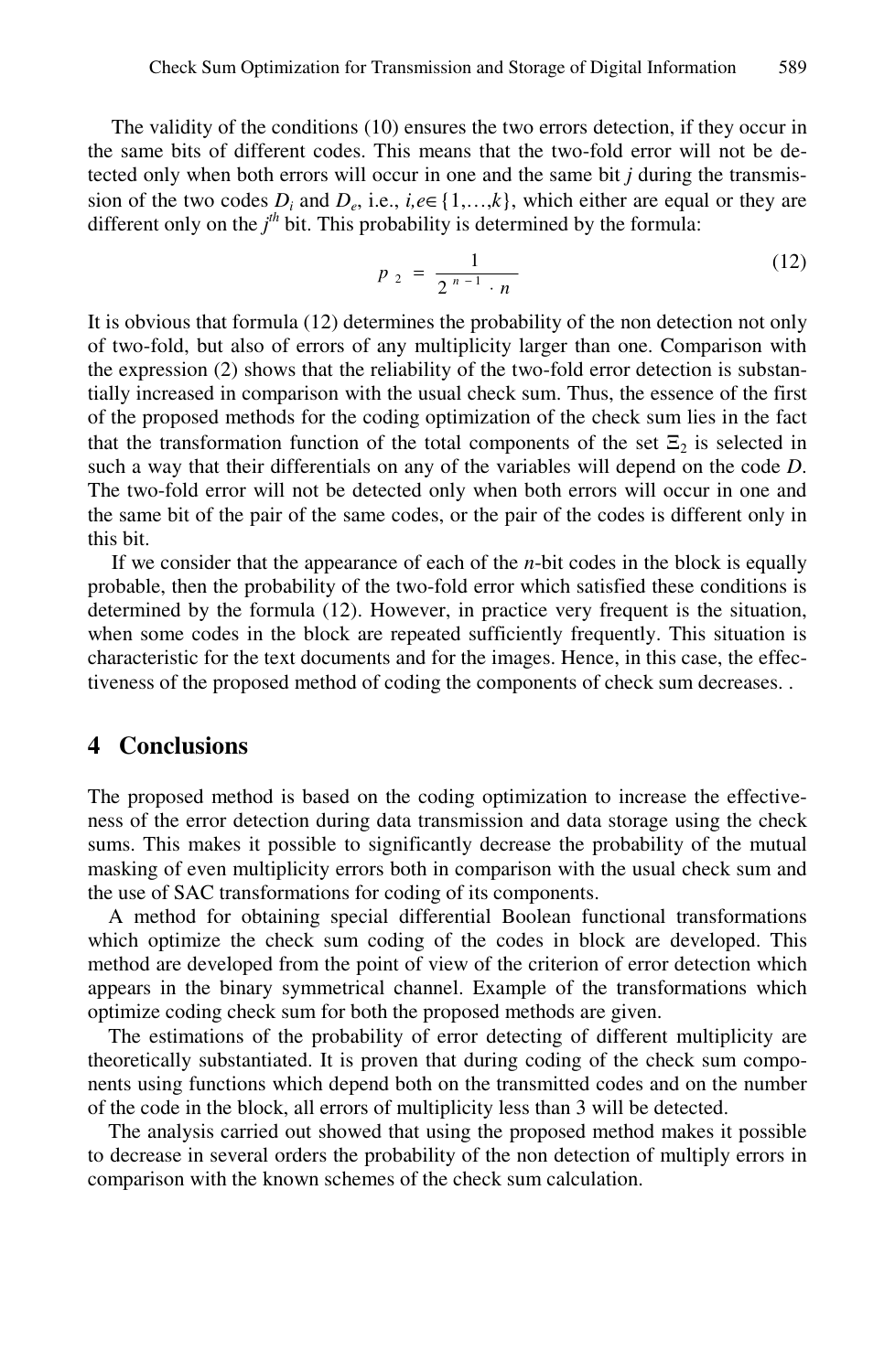The validity of the conditions (10) ensures the two errors detection, if they occur in the same bits of different codes. This means that the two-fold error will not be detected only when both errors will occur in one and the same bit $j$ during the transmission of the two codes $D_i$ and $D_e$, i.e., $i,e \in \{1,\ldots,k\}$, which either are equal or they are different only on the $j^{th}$ bit. This probability is determined by the formula:

$$p_2 = \frac{1}{2^{n-1} \cdot n} \tag{12}$$

It is obvious that formula (12) determines the probability of the non detection not only of two-fold, but also of errors of any multiplicity larger than one. Comparison with the expression (2) shows that the reliability of the two-fold error detection is substantially increased in comparison with the usual check sum. Thus, the essence of the first of the proposed methods for the coding optimization of the check sum lies in the fact that the transformation function of the total components of the set $\Xi_2$ is selected in such a way that their differentials on any of the variables will depend on the code $D$. The two-fold error will not be detected only when both errors will occur in one and the same bit of the pair of the same codes, or the pair of the codes is different only in this bit.

If we consider that the appearance of each of the $n$-bit codes in the block is equally probable, then the probability of the two-fold error which satisfied these conditions is determined by the formula (12). However, in practice very frequent is the situation, when some codes in the block are repeated sufficiently frequently. This situation is characteristic for the text documents and for the images. Hence, in this case, the effectiveness of the proposed method of coding the components of check sum decreases. .

## 4 Conclusions

The proposed method is based on the coding optimization to increase the effectiveness of the error detection during data transmission and data storage using the check sums. This makes it possible to significantly decrease the probability of the mutual masking of even multiplicity errors both in comparison with the usual check sum and the use of SAC transformations for coding of its components.

A method for obtaining special differential Boolean functional transformations which optimize the check sum coding of the codes in block are developed. This method are developed from the point of view of the criterion of error detection which appears in the binary symmetrical channel. Example of the transformations which optimize coding check sum for both the proposed methods are given.

The estimations of the probability of error detecting of different multiplicity are theoretically substantiated. It is proven that during coding of the check sum components using functions which depend both on the transmitted codes and on the number of the code in the block, all errors of multiplicity less than 3 will be detected.

The analysis carried out showed that using the proposed method makes it possible to decrease in several orders the probability of the non detection of multiply errors in comparison with the known schemes of the check sum calculation.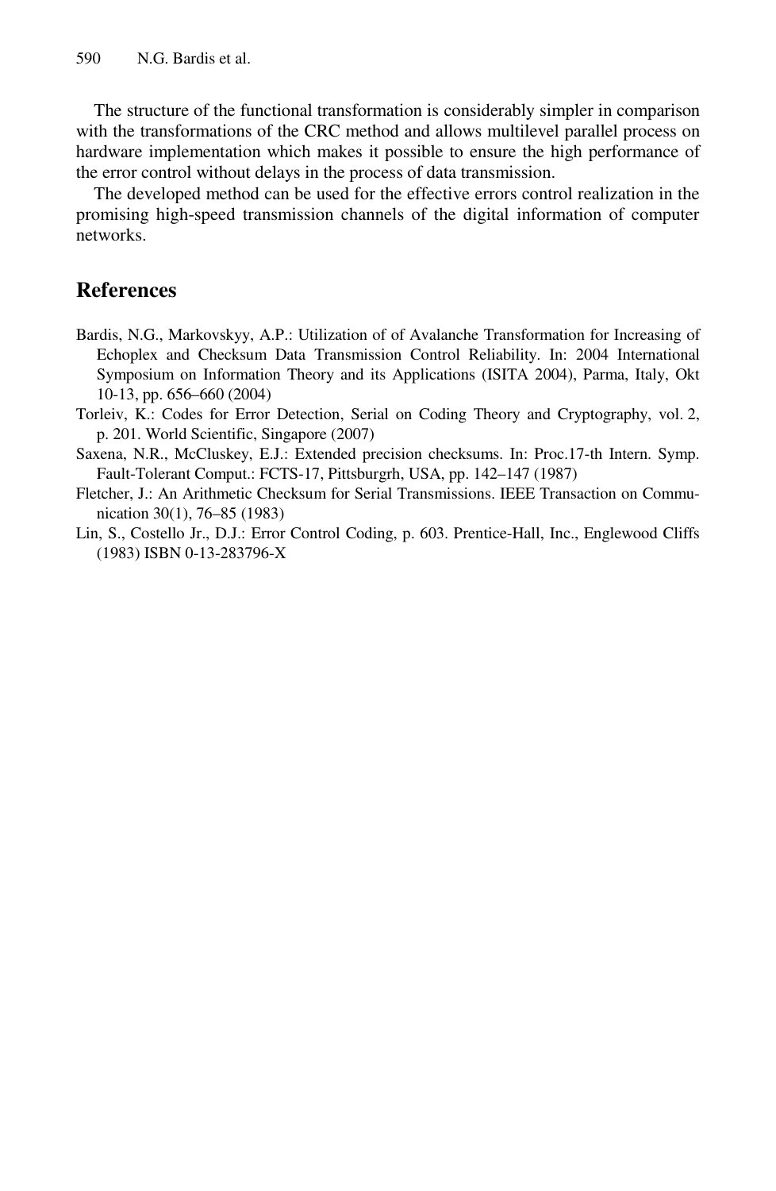The structure of the functional transformation is considerably simpler in comparison with the transformations of the CRC method and allows multilevel parallel process on hardware implementation which makes it possible to ensure the high performance of the error control without delays in the process of data transmission.

The developed method can be used for the effective errors control realization in the promising high-speed transmission channels of the digital information of computer networks.

## References

Bardis, N.G., Markovskyy, A.P.: Utilization of of Avalanche Transformation for Increasing of Echoplex and Checksum Data Transmission Control Reliability. In: 2004 International Symposium on Information Theory and its Applications (ISITA 2004), Parma, Italy, Okt 10-13, pp. 656–660 (2004)

Torleiv, K.: Codes for Error Detection, Serial on Coding Theory and Cryptography, vol. 2, p. 201. World Scientific, Singapore (2007)

Saxena, N.R., McCluskey, E.J.: Extended precision checksums. In: Proc.17-th Intern. Symp. Fault-Tolerant Comput.: FCTS-17, Pittsburgrh, USA, pp. 142–147 (1987)

Fletcher, J.: An Arithmetic Checksum for Serial Transmissions. IEEE Transaction on Communication 30(1), 76–85 (1983)

Lin, S., Costello Jr., D.J.: Error Control Coding, p. 603. Prentice-Hall, Inc., Englewood Cliffs (1983) ISBN 0-13-283796-X